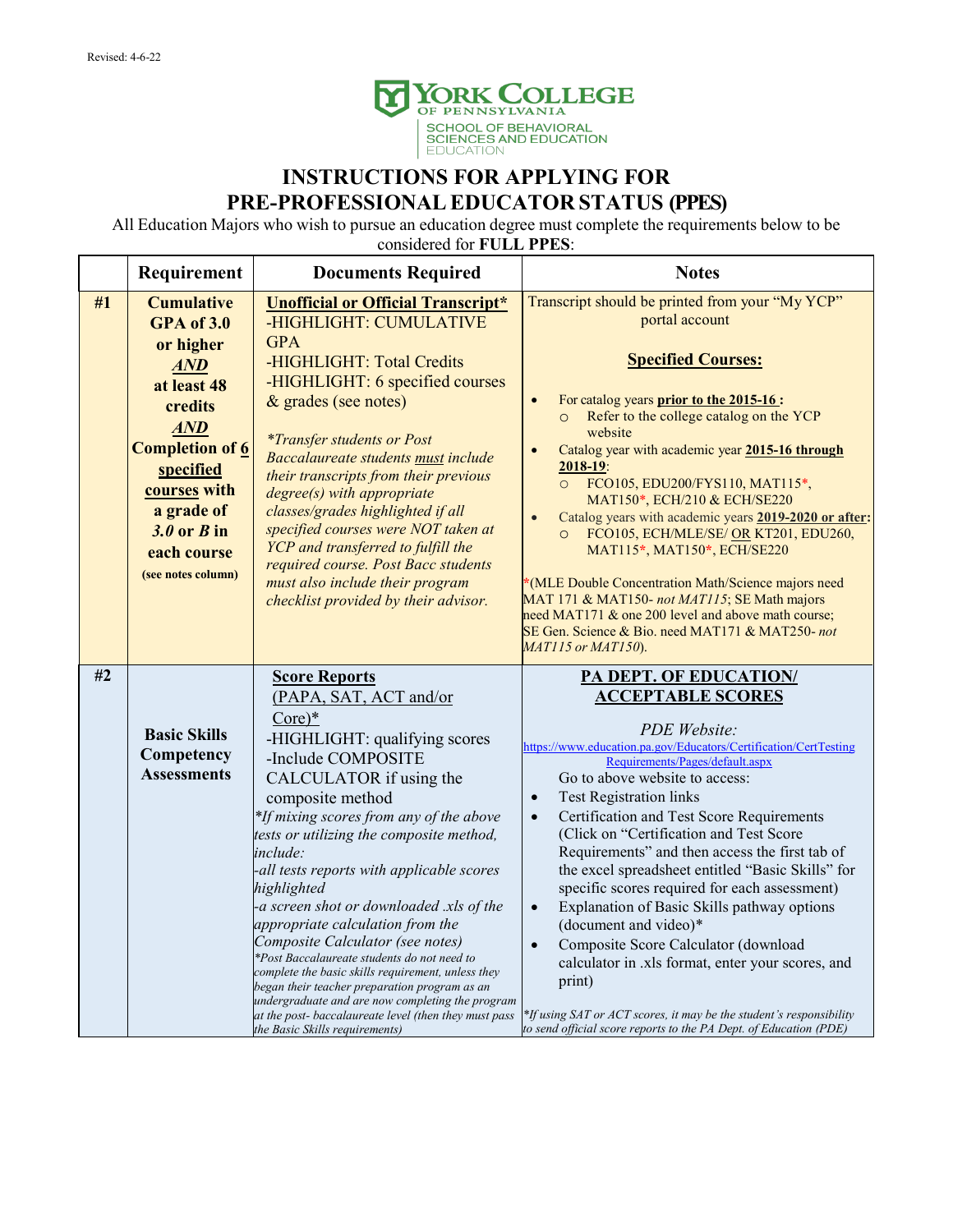Revised: 4-6-22

YORK COLLEGE OF PENNSYLVANIA
SCHOOL OF BEHAVIORAL SCIENCES AND EDUCATION

# INSTRUCTIONS FOR APPLYING FOR PRE-PROFESSIONAL EDUCATOR STATUS (PPES)

All Education Majors who wish to pursue an education degree must complete the requirements below to be considered for **FULL PPES**:

| | Requirement | Documents Required | Notes |
|---|---|---|---|
| **#1** | **Cumulative GPA of 3.0 or higher *AND* at least 48 credits *AND* Completion of 6 specified courses with a grade of *3.0* or *B* in each course** (see notes column) | **Unofficial or Official Transcript*** <br>-HIGHLIGHT: CUMULATIVE GPA <br>-HIGHLIGHT: Total Credits <br>-HIGHLIGHT: 6 specified courses & grades (see notes) <br><br>*\*Transfer students or Post Baccalaureate students must include their transcripts from their previous degree(s) with appropriate classes/grades highlighted if all specified courses were NOT taken at YCP and transferred to fulfill the required course. Post Bacc students must also include their program checklist provided by their advisor.* | Transcript should be printed from your "My YCP" portal account <br><br>**Specified Courses:** <br>• For catalog years **prior to the 2015-16** : <br>&nbsp;&nbsp;○ Refer to the college catalog on the YCP website <br>• Catalog year with academic year **2015-16 through 2018-19**: <br>&nbsp;&nbsp;○ FCO105, EDU200/FYS110, MAT115*, MAT150*, ECH/210 & ECH/SE220 <br>• Catalog years with academic years **2019-2020 or after**: <br>&nbsp;&nbsp;○ FCO105, ECH/MLE/SE/ OR KT201, EDU260, MAT115*, MAT150*, ECH/SE220 <br><br>*(MLE Double Concentration Math/Science majors need MAT 171 & MAT150- *not MAT115*; SE Math majors need MAT171 & one 200 level and above math course; SE Gen. Science & Bio. need MAT171 & MAT250- *not MAT115 or MAT150*). |
| **#2** | **Basic Skills Competency Assessments** | **Score Reports** (PAPA, SAT, ACT and/or Core)* <br>-HIGHLIGHT: qualifying scores <br>-Include COMPOSITE CALCULATOR if using the composite method <br>*\*If mixing scores from any of the above tests or utilizing the composite method, include:* <br>*-all tests reports with applicable scores highlighted* <br>*-a screen shot or downloaded .xls of the appropriate calculation from the Composite Calculator (see notes)* <br>*\*Post Baccalaureate students do not need to complete the basic skills requirement, unless they began their teacher preparation program as an undergraduate and are now completing the program at the post- baccalaureate level (then they must pass the Basic Skills requirements)* | **PA DEPT. OF EDUCATION/ ACCEPTABLE SCORES** <br><br>*PDE Website:* <br>https://www.education.pa.gov/Educators/Certification/CertTesting Requirements/Pages/default.aspx <br>Go to above website to access: <br>• Test Registration links <br>• Certification and Test Score Requirements (Click on "Certification and Test Score Requirements" and then access the first tab of the excel spreadsheet entitled "Basic Skills" for specific scores required for each assessment) <br>• Explanation of Basic Skills pathway options (document and video)* <br>• Composite Score Calculator (download calculator in .xls format, enter your scores, and print) <br><br>*\*If using SAT or ACT scores, it may be the student's responsibility to send official score reports to the PA Dept. of Education (PDE)* |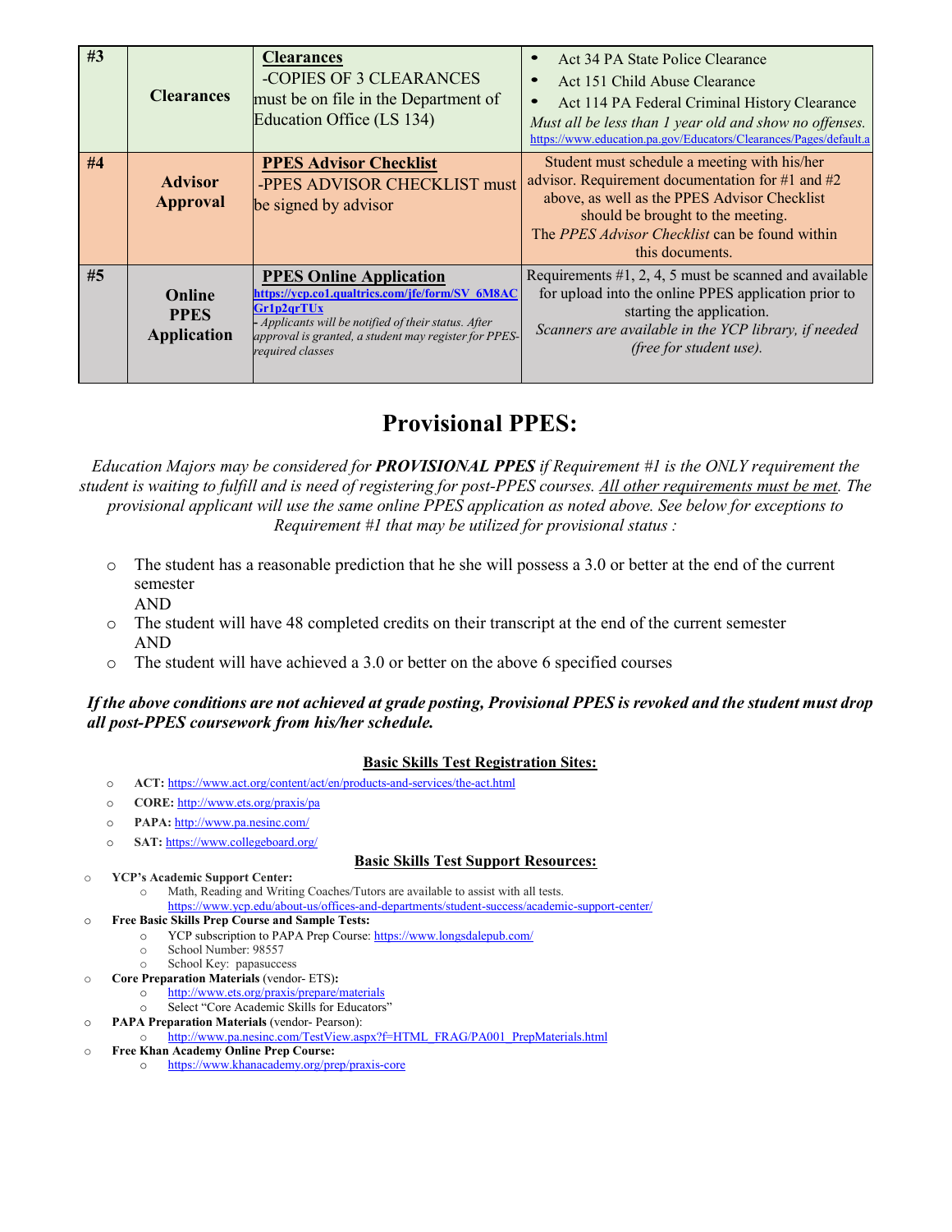| #3 | Clearances | **Clearances**<br>-COPIES OF 3 CLEARANCES must be on file in the Department of Education Office (LS 134) | • Act 34 PA State Police Clearance<br>• Act 151 Child Abuse Clearance<br>• Act 114 PA Federal Criminal History Clearance<br>*Must all be less than 1 year old and show no offenses.*<br>https://www.education.pa.gov/Educators/Clearances/Pages/default.a |
|---|---|---|---|
| #4 | Advisor Approval | **PPES Advisor Checklist**<br>-PPES ADVISOR CHECKLIST must be signed by advisor | Student must schedule a meeting with his/her advisor. Requirement documentation for #1 and #2 above, as well as the PPES Advisor Checklist should be brought to the meeting.<br>The *PPES Advisor Checklist* can be found within this documents. |
| #5 | Online PPES Application | **PPES Online Application**<br>https://ycp.co1.qualtrics.com/jfe/form/SV_6M8ACGr1p2qrTUx<br>*- Applicants will be notified of their status. After approval is granted, a student may register for PPES-required classes* | Requirements #1, 2, 4, 5 must be scanned and available for upload into the online PPES application prior to starting the application.<br>*Scanners are available in the YCP library, if needed (free for student use).* |

# Provisional PPES:

*Education Majors may be considered for **PROVISIONAL PPES** if Requirement #1 is the ONLY requirement the student is waiting to fulfill and is need of registering for post-PPES courses. All other requirements must be met. The provisional applicant will use the same online PPES application as noted above. See below for exceptions to Requirement #1 that may be utilized for provisional status :*

- The student has a reasonable prediction that he she will possess a 3.0 or better at the end of the current semester
  AND
- The student will have 48 completed credits on their transcript at the end of the current semester
  AND
- The student will have achieved a 3.0 or better on the above 6 specified courses

***If the above conditions are not achieved at grade posting, Provisional PPES is revoked and the student must drop all post-PPES coursework from his/her schedule.***

**Basic Skills Test Registration Sites:**

- **ACT:** https://www.act.org/content/act/en/products-and-services/the-act.html
- **CORE:** http://www.ets.org/praxis/pa
- **PAPA:** http://www.pa.nesinc.com/
- **SAT:** https://www.collegeboard.org/

**Basic Skills Test Support Resources:**

- **YCP's Academic Support Center:**
  - Math, Reading and Writing Coaches/Tutors are available to assist with all tests. https://www.ycp.edu/about-us/offices-and-departments/student-success/academic-support-center/
- **Free Basic Skills Prep Course and Sample Tests:**
  - YCP subscription to PAPA Prep Course: https://www.longsdalepub.com/
  - School Number: 98557
  - School Key: papasuccess
- **Core Preparation Materials** (vendor- ETS)**:**
  - http://www.ets.org/praxis/prepare/materials
  - Select "Core Academic Skills for Educators"
- **PAPA Preparation Materials** (vendor- Pearson):
  - http://www.pa.nesinc.com/TestView.aspx?f=HTML_FRAG/PA001_PrepMaterials.html
- **Free Khan Academy Online Prep Course:**
  - https://www.khanacademy.org/prep/praxis-core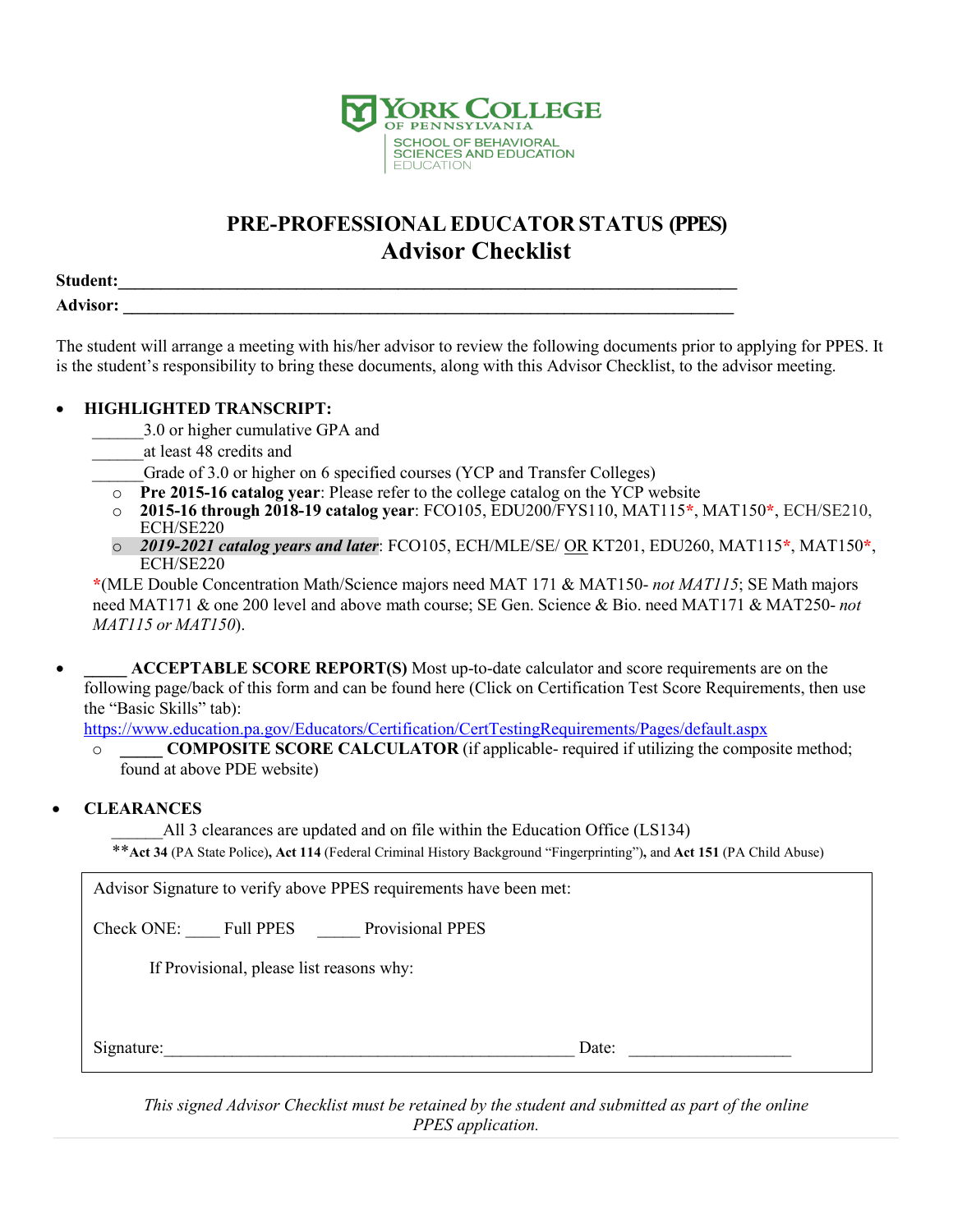YORK COLLEGE OF PENNSYLVANIA
SCHOOL OF BEHAVIORAL SCIENCES AND EDUCATION
EDUCATION

# PRE-PROFESSIONAL EDUCATOR STATUS (PPES)
## Advisor Checklist

**Student:**_______________________________________________________________________

**Advisor:** _______________________________________________________________________

The student will arrange a meeting with his/her advisor to review the following documents prior to applying for PPES. It is the student's responsibility to bring these documents, along with this Advisor Checklist, to the advisor meeting.

- **HIGHLIGHTED TRANSCRIPT:**
  ______3.0 or higher cumulative GPA and
  ______at least 48 credits and
  ______Grade of 3.0 or higher on 6 specified courses (YCP and Transfer Colleges)
  - **Pre 2015-16 catalog year**: Please refer to the college catalog on the YCP website
  - **2015-16 through 2018-19 catalog year**: FCO105, EDU200/FYS110, MAT115*, MAT150*, ECH/SE210, ECH/SE220
  - ***2019-2021 catalog years and later***: FCO105, ECH/MLE/SE/ OR KT201, EDU260, MAT115*, MAT150*, ECH/SE220

  *(MLE Double Concentration Math/Science majors need MAT 171 & MAT150- *not MAT115*; SE Math majors need MAT171 & one 200 level and above math course; SE Gen. Science & Bio. need MAT171 & MAT250- *not MAT115 or MAT150*).

- **_____ ACCEPTABLE SCORE REPORT(S)** Most up-to-date calculator and score requirements are on the following page/back of this form and can be found here (Click on Certification Test Score Requirements, then use the "Basic Skills" tab):
  https://www.education.pa.gov/Educators/Certification/CertTestingRequirements/Pages/default.aspx
  - **_____ COMPOSITE SCORE CALCULATOR** (if applicable- required if utilizing the composite method; found at above PDE website)

- **CLEARANCES**
  ______All 3 clearances are updated and on file within the Education Office (LS134)
  ****Act 34** (PA State Police), **Act 114** (Federal Criminal History Background "Fingerprinting"), and **Act 151** (PA Child Abuse)

Advisor Signature to verify above PPES requirements have been met:

Check ONE: ____ Full PPES _____ Provisional PPES

If Provisional, please list reasons why:

Signature:_______________________________________________ Date: ___________________

*This signed Advisor Checklist must be retained by the student and submitted as part of the online PPES application.*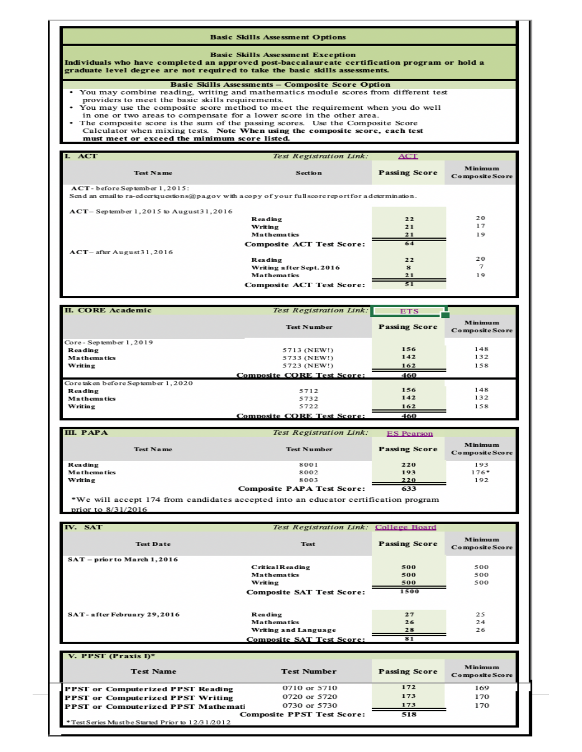## Basic Skills Assessment Options

**Basic Skills Assessment Exception**

**Individuals who have completed an approved post-baccalaureate certification program or hold a graduate level degree are not required to take the basic skills assessments.**

**Basic Skills Assessments – Composite Score Option**

- You may combine reading, writing and mathematics module scores from different test providers to meet the basic skills requirements.
- You may use the composite score method to meet the requirement when you do well in one or two areas to compensate for a lower score in the other area.
- The composite score is the sum of the passing scores. Use the Composite Score Calculator when mixing tests. **Note When using the composite score, each test must meet or exceed the minimum score listed.**

### I. ACT

*Test Registration Link:* ACT

| Test Name | Section | Passing Score | Minimum Composite Score |
|---|---|---|---|
| ACT - before September 1, 2015: Send an email to ra-edcertquestions@pa.gov with a copy of your full score report for a determination. | | | |
| ACT – September 1, 2015 to August 31, 2016 | Reading | 22 | 20 |
| | Writing | 21 | 17 |
| | Mathematics | 21 | 19 |
| | **Composite ACT Test Score:** | **64** | |
| ACT – after August 31, 2016 | Reading | 22 | 20 |
| | Writing after Sept. 2016 | 8 | 7 |
| | Mathematics | 21 | 19 |
| | **Composite ACT Test Score:** | **51** | |

### II. CORE Academic

*Test Registration Link:* ETS

| | Test Number | Passing Score | Minimum Composite Score |
|---|---|---|---|
| Core - September 1, 2019 | | | |
| Reading | 5713 (NEW!) | 156 | 148 |
| Mathematics | 5733 (NEW!) | 142 | 132 |
| Writing | 5723 (NEW!) | 162 | 158 |
| | **Composite CORE Test Score:** | **460** | |
| Core taken before September 1, 2020 | | | |
| Reading | 5712 | 156 | 148 |
| Mathematics | 5732 | 142 | 132 |
| Writing | 5722 | 162 | 158 |
| | **Composite CORE Test Score:** | **460** | |

### III. PAPA

*Test Registration Link:* ES Pearson

| Test Name | Test Number | Passing Score | Minimum Composite Score |
|---|---|---|---|
| Reading | 8001 | 220 | 193 |
| Mathematics | 8002 | 193 | 176* |
| Writing | 8003 | 220 | 192 |
| | **Composite PAPA Test Score:** | **633** | |

*We will accept 174 from candidates accepted into an educator certification program prior to 8/31/2016

### IV. SAT

*Test Registration Link:* College Board

| Test Date | Test | Passing Score | Minimum Composite Score |
|---|---|---|---|
| SAT – prior to March 1, 2016 | Critical Reading | 500 | 500 |
| | Mathematics | 500 | 500 |
| | Writing | 500 | 500 |
| | **Composite SAT Test Score:** | **1500** | |
| SAT - after February 29, 2016 | Reading | 27 | 25 |
| | Mathematics | 26 | 24 |
| | Writing and Language | 28 | 26 |
| | **Composite SAT Test Score:** | **81** | |

### V. PPST (Praxis I)*

| Test Name | Test Number | Passing Score | Minimum Composite Score |
|---|---|---|---|
| PPST or Computerized PPST Reading | 0710 or 5710 | 172 | 169 |
| PPST or Computerized PPST Writing | 0720 or 5720 | 173 | 170 |
| PPST or Computerized PPST Mathemati | 0730 or 5730 | 173 | 170 |
| | **Composite PPST Test Score:** | **518** | |

*Test Series Must be Started Prior to 12/31/2012